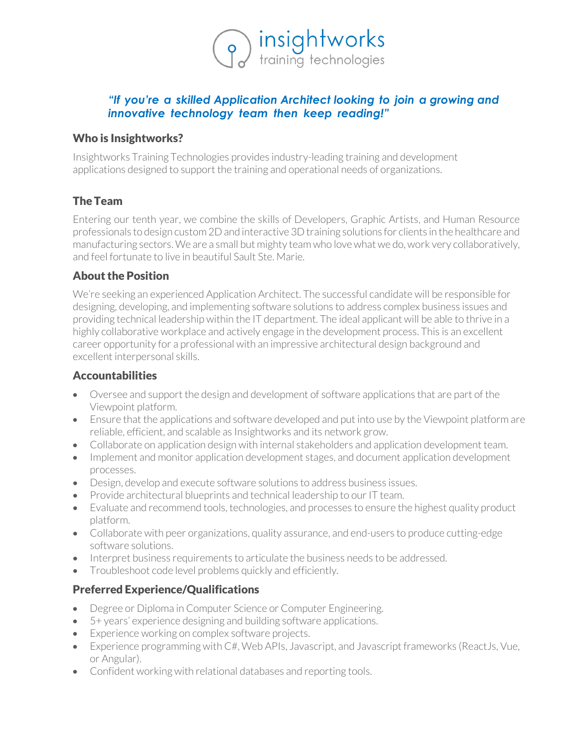insightworks
training technologies

***"If you're a skilled Application Architect looking to join a growing and innovative technology team then keep reading!"***

## Who is Insightworks?

Insightworks Training Technologies provides industry-leading training and development applications designed to support the training and operational needs of organizations.

## The Team

Entering our tenth year, we combine the skills of Developers, Graphic Artists, and Human Resource professionals to design custom 2D and interactive 3D training solutions for clients in the healthcare and manufacturing sectors. We are a small but mighty team who love what we do, work very collaboratively, and feel fortunate to live in beautiful Sault Ste. Marie.

## About the Position

We're seeking an experienced Application Architect. The successful candidate will be responsible for designing, developing, and implementing software solutions to address complex business issues and providing technical leadership within the IT department. The ideal applicant will be able to thrive in a highly collaborative workplace and actively engage in the development process. This is an excellent career opportunity for a professional with an impressive architectural design background and excellent interpersonal skills.

## Accountabilities

- Oversee and support the design and development of software applications that are part of the Viewpoint platform.
- Ensure that the applications and software developed and put into use by the Viewpoint platform are reliable, efficient, and scalable as Insightworks and its network grow.
- Collaborate on application design with internal stakeholders and application development team.
- Implement and monitor application development stages, and document application development processes.
- Design, develop and execute software solutions to address business issues.
- Provide architectural blueprints and technical leadership to our IT team.
- Evaluate and recommend tools, technologies, and processes to ensure the highest quality product platform.
- Collaborate with peer organizations, quality assurance, and end-users to produce cutting-edge software solutions.
- Interpret business requirements to articulate the business needs to be addressed.
- Troubleshoot code level problems quickly and efficiently.

## Preferred Experience/Qualifications

- Degree or Diploma in Computer Science or Computer Engineering.
- 5+ years' experience designing and building software applications.
- Experience working on complex software projects.
- Experience programming with C#, Web APIs, Javascript, and Javascript frameworks (ReactJs, Vue, or Angular).
- Confident working with relational databases and reporting tools.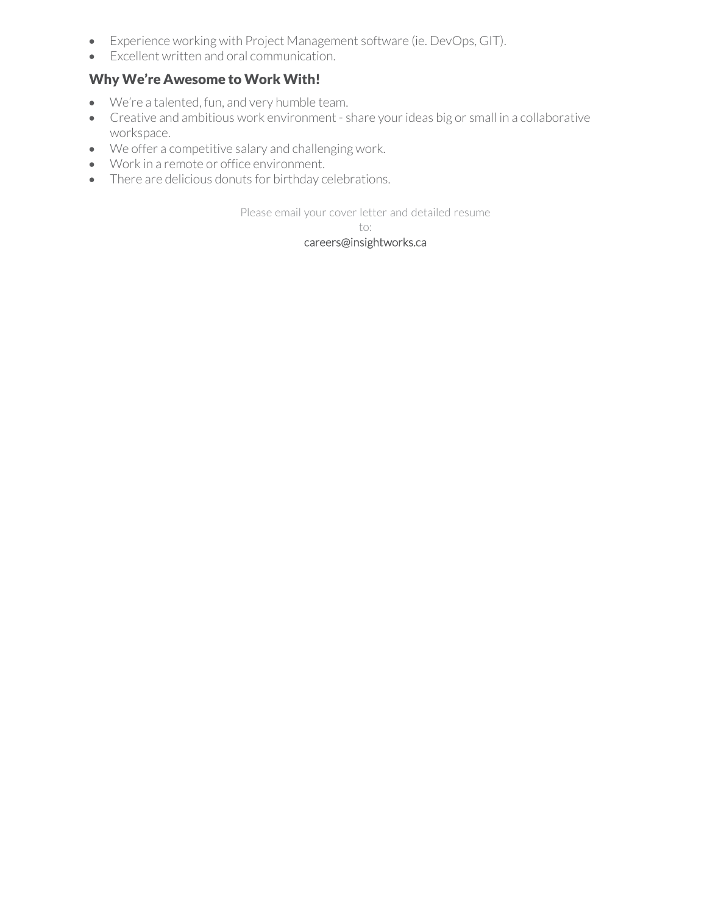- Experience working with Project Management software (ie. DevOps, GIT).
- Excellent written and oral communication.

## Why We're Awesome to Work With!

- We're a talented, fun, and very humble team.
- Creative and ambitious work environment - share your ideas big or small in a collaborative workspace.
- We offer a competitive salary and challenging work.
- Work in a remote or office environment.
- There are delicious donuts for birthday celebrations.

Please email your cover letter and detailed resume to:

careers@insightworks.ca